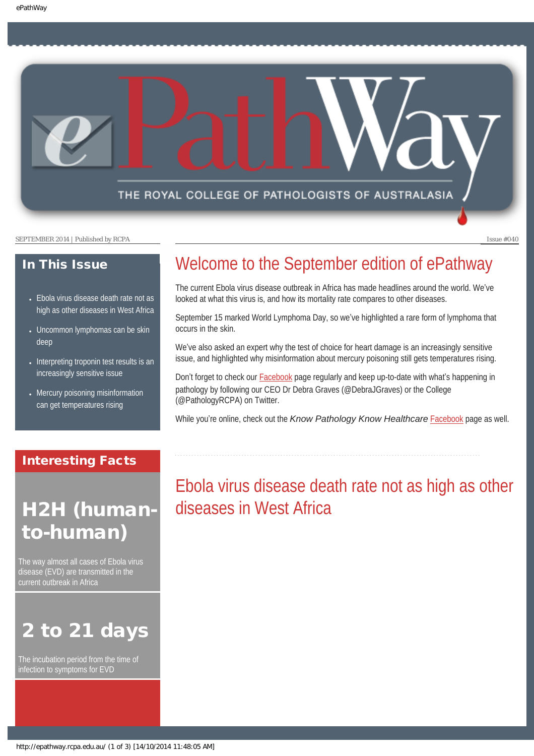# ePathWay

THE ROYAL COLLEGE OF PATHOLOGISTS OF AUSTRALASIA

SEPTEMBER 2014 | Published by RCPA

Issue #040

## In This Issue

- Ebola virus disease death rate not as high as other diseases in West Africa
- Uncommon lymphomas can be skin deep
- Interpreting troponin test results is an increasingly sensitive issue
- Mercury poisoning misinformation can get temperatures rising

## Interesting Facts

### H2H (human-to-human)

The way almost all cases of Ebola virus disease (EVD) are transmitted in the current outbreak in Africa

### 2 to 21 days

The incubation period from the time of infection to symptoms for EVD

# Welcome to the September edition of ePathway

The current Ebola virus disease outbreak in Africa has made headlines around the world. We've looked at what this virus is, and how its mortality rate compares to other diseases.

September 15 marked World Lymphoma Day, so we've highlighted a rare form of lymphoma that occurs in the skin.

We've also asked an expert why the test of choice for heart damage is an increasingly sensitive issue, and highlighted why misinformation about mercury poisoning still gets temperatures rising.

Don't forget to check our Facebook page regularly and keep up-to-date with what's happening in pathology by following our CEO Dr Debra Graves (@DebraJGraves) or the College (@PathologyRCPA) on Twitter.

While you're online, check out the *Know Pathology Know Healthcare* Facebook page as well.

# Ebola virus disease death rate not as high as other diseases in West Africa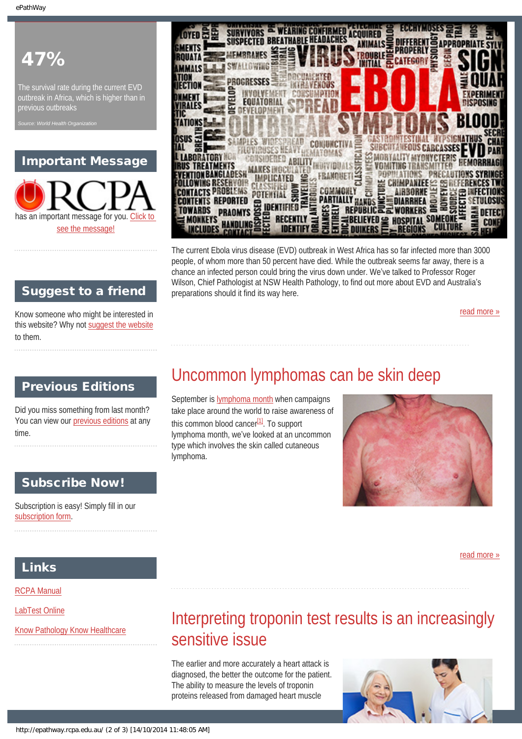**47%**

The survival rate during the current EVD outbreak in Africa, which is higher than in previous outbreaks

*Source: World Health Organization*

## Important Message

RCPA has an important message for you. Click to see the message!

## Suggest to a friend

Know someone who might be interested in this website? Why not suggest the website to them.

## Previous Editions

Did you miss something from last month? You can view our previous editions at any time.

## Subscribe Now!

Subscription is easy! Simply fill in our subscription form.

## Links

RCPA Manual

LabTest Online

Know Pathology Know Healthcare

The current Ebola virus disease (EVD) outbreak in West Africa has so far infected more than 3000 people, of whom more than 50 percent have died. While the outbreak seems far away, there is a chance an infected person could bring the virus down under. We've talked to Professor Roger Wilson, Chief Pathologist at NSW Health Pathology, to find out more about EVD and Australia's preparations should it find its way here.

read more »

# Uncommon lymphomas can be skin deep

September is lymphoma month when campaigns take place around the world to raise awareness of this common blood cancer[1]. To support lymphoma month, we've looked at an uncommon type which involves the skin called cutaneous lymphoma.

read more »

# Interpreting troponin test results is an increasingly sensitive issue

The earlier and more accurately a heart attack is diagnosed, the better the outcome for the patient. The ability to measure the levels of troponin proteins released from damaged heart muscle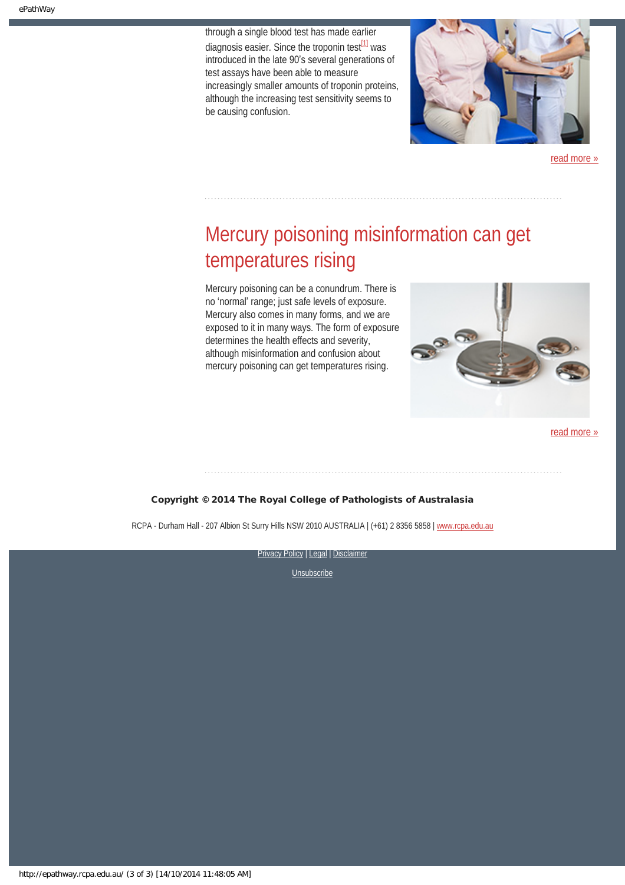through a single blood test has made earlier diagnosis easier. Since the troponin test[1] was introduced in the late 90's several generations of test assays have been able to measure increasingly smaller amounts of troponin proteins, although the increasing test sensitivity seems to be causing confusion.

read more »

## Mercury poisoning misinformation can get temperatures rising

Mercury poisoning can be a conundrum. There is no 'normal' range; just safe levels of exposure. Mercury also comes in many forms, and we are exposed to it in many ways. The form of exposure determines the health effects and severity, although misinformation and confusion about mercury poisoning can get temperatures rising.

read more »

**Copyright © 2014 The Royal College of Pathologists of Australasia**

RCPA - Durham Hall - 207 Albion St Surry Hills NSW 2010 AUSTRALIA | (+61) 2 8356 5858 | www.rcpa.edu.au

Privacy Policy | Legal | Disclaimer

Unsubscribe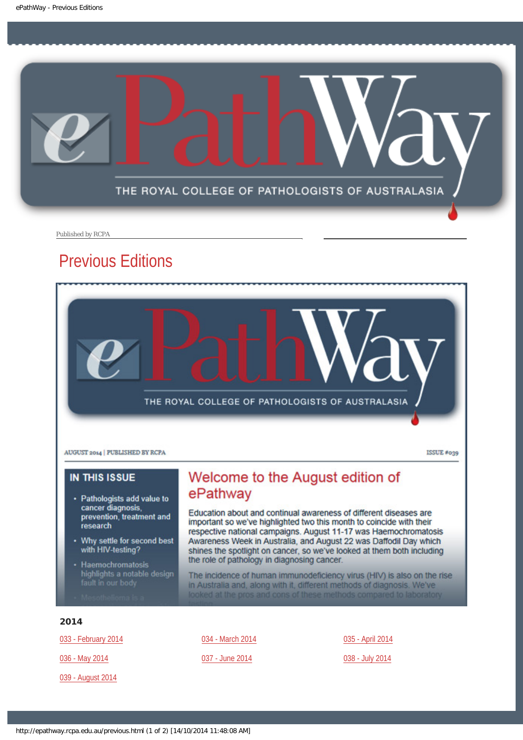Published by RCPA

# Previous Editions

AUGUST 2014 | PUBLISHED BY RCPA

ISSUE #039

**IN THIS ISSUE**

- Pathologists add value to cancer diagnosis, prevention, treatment and research
- Why settle for second best with HIV-testing?
- Haemochromatosis highlights a notable design fault in our body
- Mesothelioma is a

## Welcome to the August edition of ePathway

Education about and continual awareness of different diseases are important so we've highlighted two this month to coincide with their respective national campaigns. August 11-17 was Haemochromatosis Awareness Week in Australia, and August 22 was Daffodil Day which shines the spotlight on cancer, so we've looked at them both including the role of pathology in diagnosing cancer.

The incidence of human immunodeficiency virus (HIV) is also on the rise in Australia and, along with it, different methods of diagnosis. We've looked at the pros and cons of these methods compared to laboratory testing.

### 2014

033 - February 2014

034 - March 2014

035 - April 2014

036 - May 2014

037 - June 2014

038 - July 2014

039 - August 2014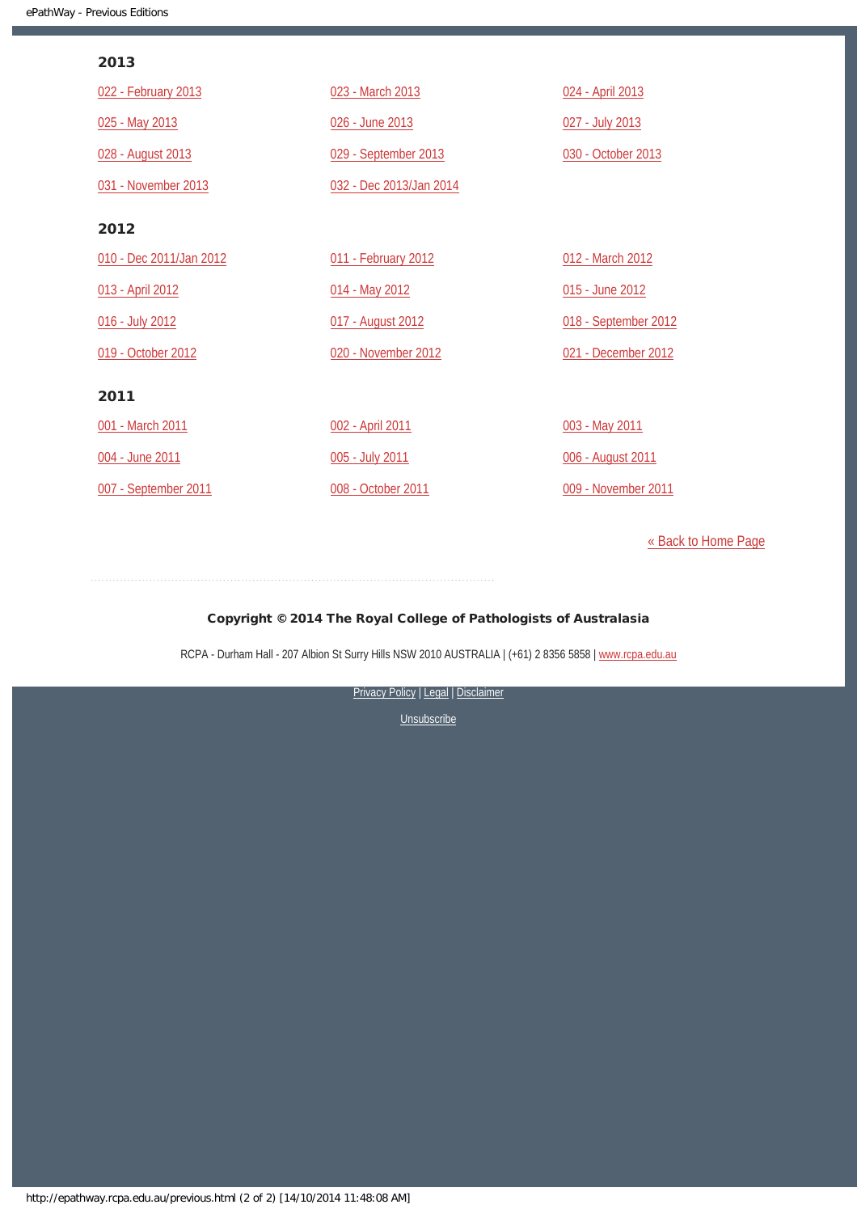## 2013

- 022 - February 2013
- 023 - March 2013
- 024 - April 2013
- 025 - May 2013
- 026 - June 2013
- 027 - July 2013
- 028 - August 2013
- 029 - September 2013
- 030 - October 2013
- 031 - November 2013
- 032 - Dec 2013/Jan 2014

## 2012

- 010 - Dec 2011/Jan 2012
- 011 - February 2012
- 012 - March 2012
- 013 - April 2012
- 014 - May 2012
- 015 - June 2012
- 016 - July 2012
- 017 - August 2012
- 018 - September 2012
- 019 - October 2012
- 020 - November 2012
- 021 - December 2012

## 2011

- 001 - March 2011
- 002 - April 2011
- 003 - May 2011
- 004 - June 2011
- 005 - July 2011
- 006 - August 2011
- 007 - September 2011
- 008 - October 2011
- 009 - November 2011

« Back to Home Page

**Copyright © 2014 The Royal College of Pathologists of Australasia**

RCPA - Durham Hall - 207 Albion St Surry Hills NSW 2010 AUSTRALIA | (+61) 2 8356 5858 | www.rcpa.edu.au

Privacy Policy | Legal | Disclaimer

Unsubscribe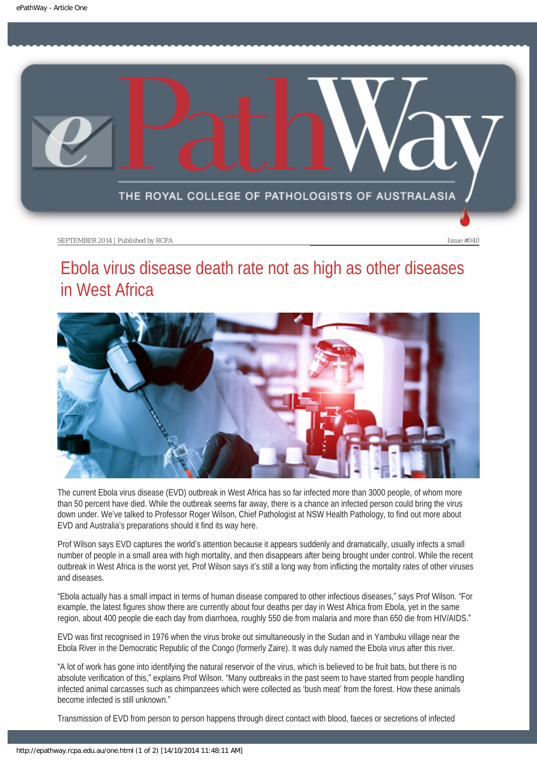SEPTEMBER 2014 | Published by RCPA

Issue #040

# Ebola virus disease death rate not as high as other diseases in West Africa

The current Ebola virus disease (EVD) outbreak in West Africa has so far infected more than 3000 people, of whom more than 50 percent have died. While the outbreak seems far away, there is a chance an infected person could bring the virus down under. We've talked to Professor Roger Wilson, Chief Pathologist at NSW Health Pathology, to find out more about EVD and Australia's preparations should it find its way here.

Prof Wilson says EVD captures the world's attention because it appears suddenly and dramatically, usually infects a small number of people in a small area with high mortality, and then disappears after being brought under control. While the recent outbreak in West Africa is the worst yet, Prof Wilson says it's still a long way from inflicting the mortality rates of other viruses and diseases.

"Ebola actually has a small impact in terms of human disease compared to other infectious diseases," says Prof Wilson. "For example, the latest figures show there are currently about four deaths per day in West Africa from Ebola, yet in the same region, about 400 people die each day from diarrhoea, roughly 550 die from malaria and more than 650 die from HIV/AIDS."

EVD was first recognised in 1976 when the virus broke out simultaneously in the Sudan and in Yambuku village near the Ebola River in the Democratic Republic of the Congo (formerly Zaire). It was duly named the Ebola virus after this river.

"A lot of work has gone into identifying the natural reservoir of the virus, which is believed to be fruit bats, but there is no absolute verification of this," explains Prof Wilson. "Many outbreaks in the past seem to have started from people handling infected animal carcasses such as chimpanzees which were collected as 'bush meat' from the forest. How these animals become infected is still unknown."

Transmission of EVD from person to person happens through direct contact with blood, faeces or secretions of infected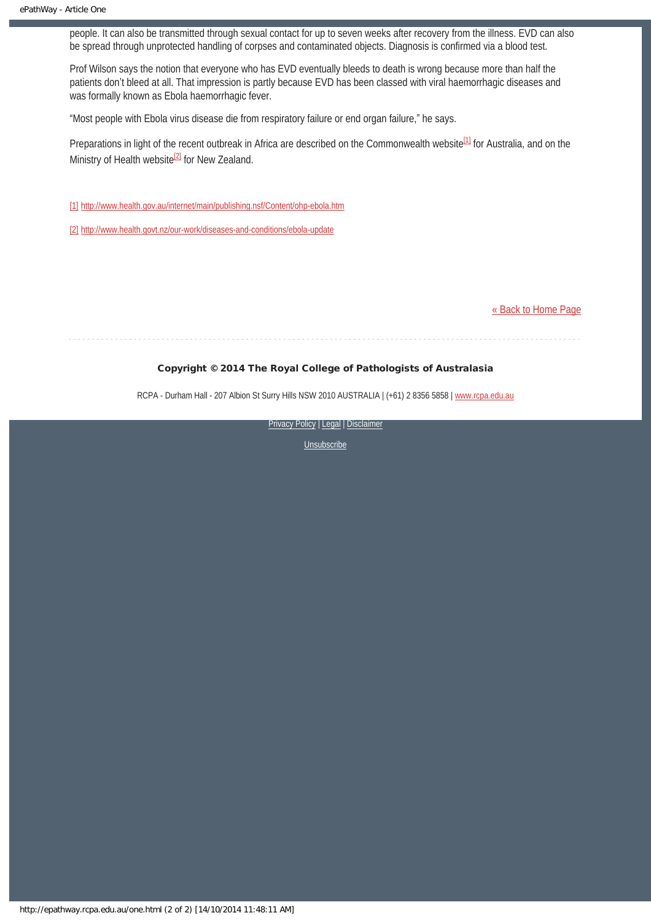people. It can also be transmitted through sexual contact for up to seven weeks after recovery from the illness. EVD can also be spread through unprotected handling of corpses and contaminated objects. Diagnosis is confirmed via a blood test.

Prof Wilson says the notion that everyone who has EVD eventually bleeds to death is wrong because more than half the patients don't bleed at all. That impression is partly because EVD has been classed with viral haemorrhagic diseases and was formally known as Ebola haemorrhagic fever.

"Most people with Ebola virus disease die from respiratory failure or end organ failure," he says.

Preparations in light of the recent outbreak in Africa are described on the Commonwealth website[1] for Australia, and on the Ministry of Health website[2] for New Zealand.

[1] http://www.health.gov.au/internet/main/publishing.nsf/Content/ohp-ebola.htm

[2] http://www.health.govt.nz/our-work/diseases-and-conditions/ebola-update

« Back to Home Page

**Copyright © 2014 The Royal College of Pathologists of Australasia**

RCPA - Durham Hall - 207 Albion St Surry Hills NSW 2010 AUSTRALIA | (+61) 2 8356 5858 | www.rcpa.edu.au

Privacy Policy | Legal | Disclaimer

Unsubscribe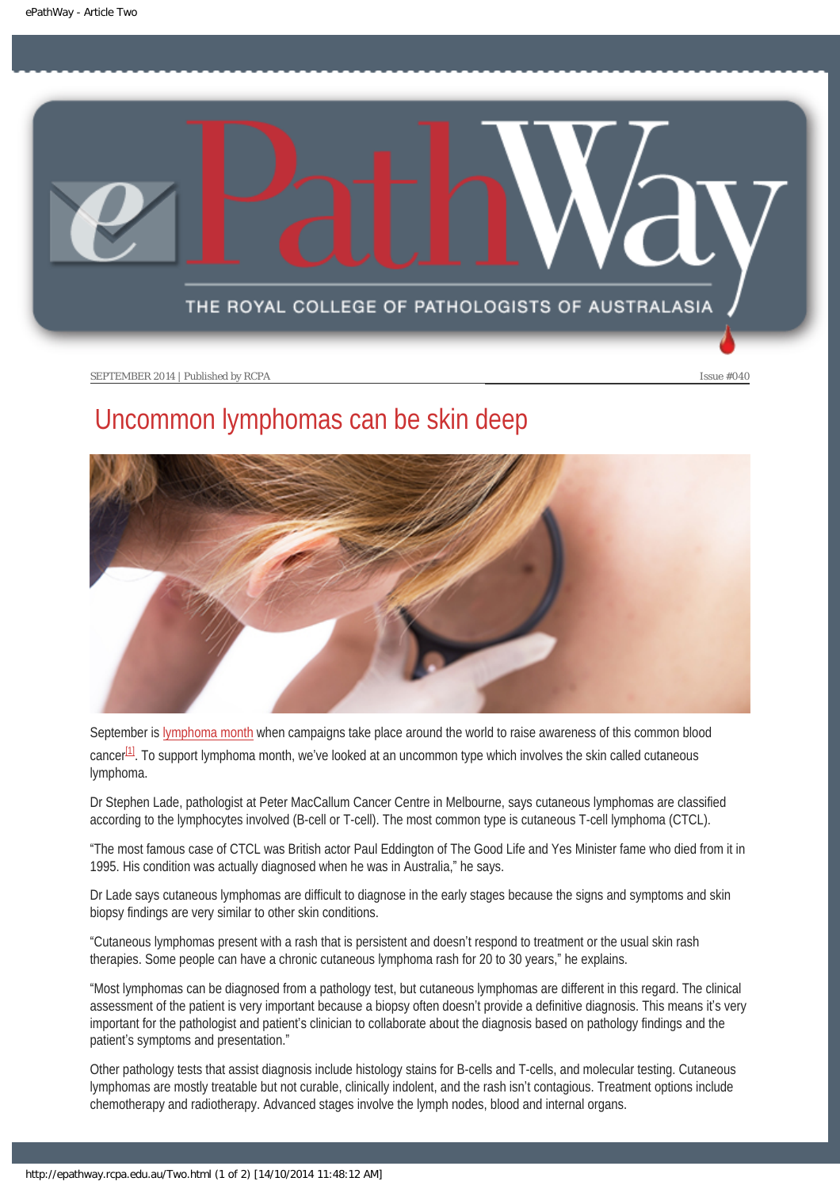# Uncommon lymphomas can be skin deep

September is lymphoma month when campaigns take place around the world to raise awareness of this common blood cancer[1]. To support lymphoma month, we've looked at an uncommon type which involves the skin called cutaneous lymphoma.

Dr Stephen Lade, pathologist at Peter MacCallum Cancer Centre in Melbourne, says cutaneous lymphomas are classified according to the lymphocytes involved (B-cell or T-cell). The most common type is cutaneous T-cell lymphoma (CTCL).

"The most famous case of CTCL was British actor Paul Eddington of The Good Life and Yes Minister fame who died from it in 1995. His condition was actually diagnosed when he was in Australia," he says.

Dr Lade says cutaneous lymphomas are difficult to diagnose in the early stages because the signs and symptoms and skin biopsy findings are very similar to other skin conditions.

"Cutaneous lymphomas present with a rash that is persistent and doesn't respond to treatment or the usual skin rash therapies. Some people can have a chronic cutaneous lymphoma rash for 20 to 30 years," he explains.

"Most lymphomas can be diagnosed from a pathology test, but cutaneous lymphomas are different in this regard. The clinical assessment of the patient is very important because a biopsy often doesn't provide a definitive diagnosis. This means it's very important for the pathologist and patient's clinician to collaborate about the diagnosis based on pathology findings and the patient's symptoms and presentation."

Other pathology tests that assist diagnosis include histology stains for B-cells and T-cells, and molecular testing. Cutaneous lymphomas are mostly treatable but not curable, clinically indolent, and the rash isn't contagious. Treatment options include chemotherapy and radiotherapy. Advanced stages involve the lymph nodes, blood and internal organs.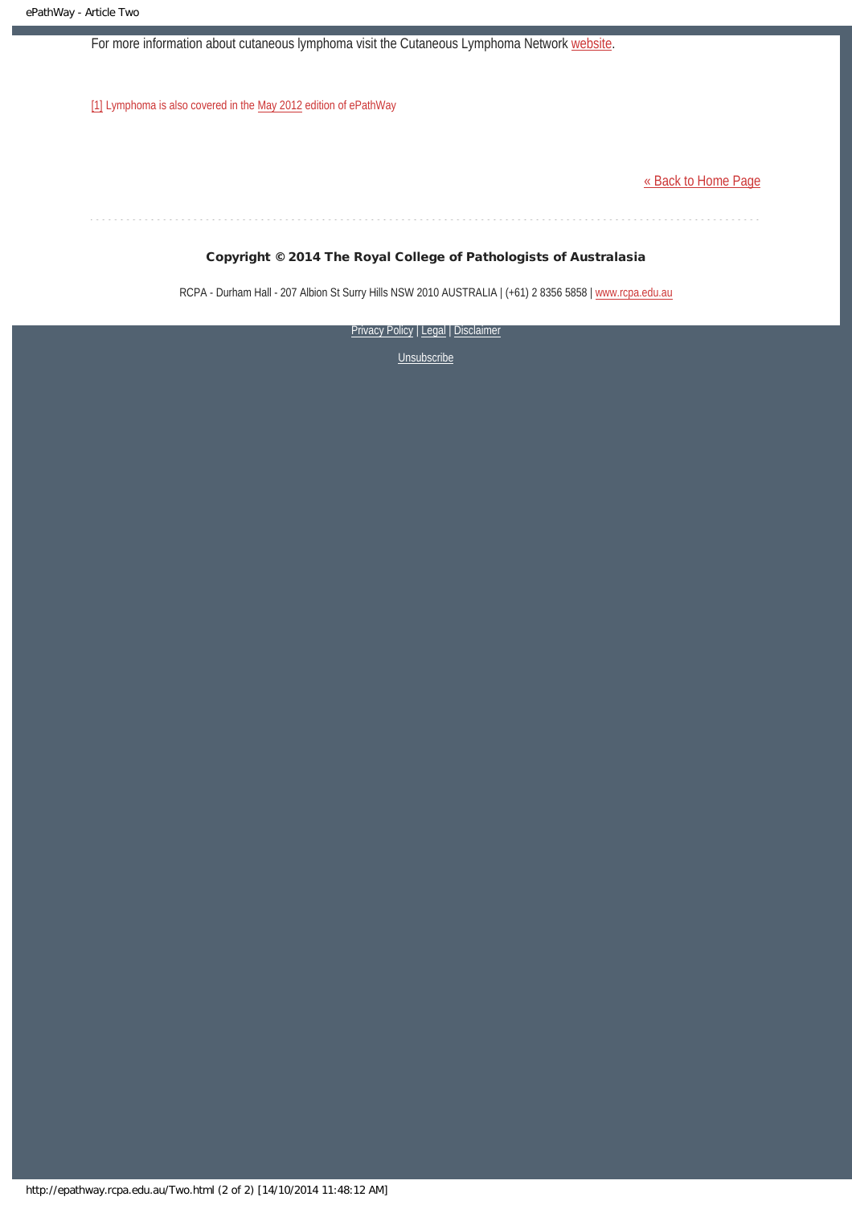For more information about cutaneous lymphoma visit the Cutaneous Lymphoma Network website.

[1] Lymphoma is also covered in the May 2012 edition of ePathWay

« Back to Home Page

**Copyright © 2014 The Royal College of Pathologists of Australasia**

RCPA - Durham Hall - 207 Albion St Surry Hills NSW 2010 AUSTRALIA | (+61) 2 8356 5858 | www.rcpa.edu.au

Privacy Policy | Legal | Disclaimer

Unsubscribe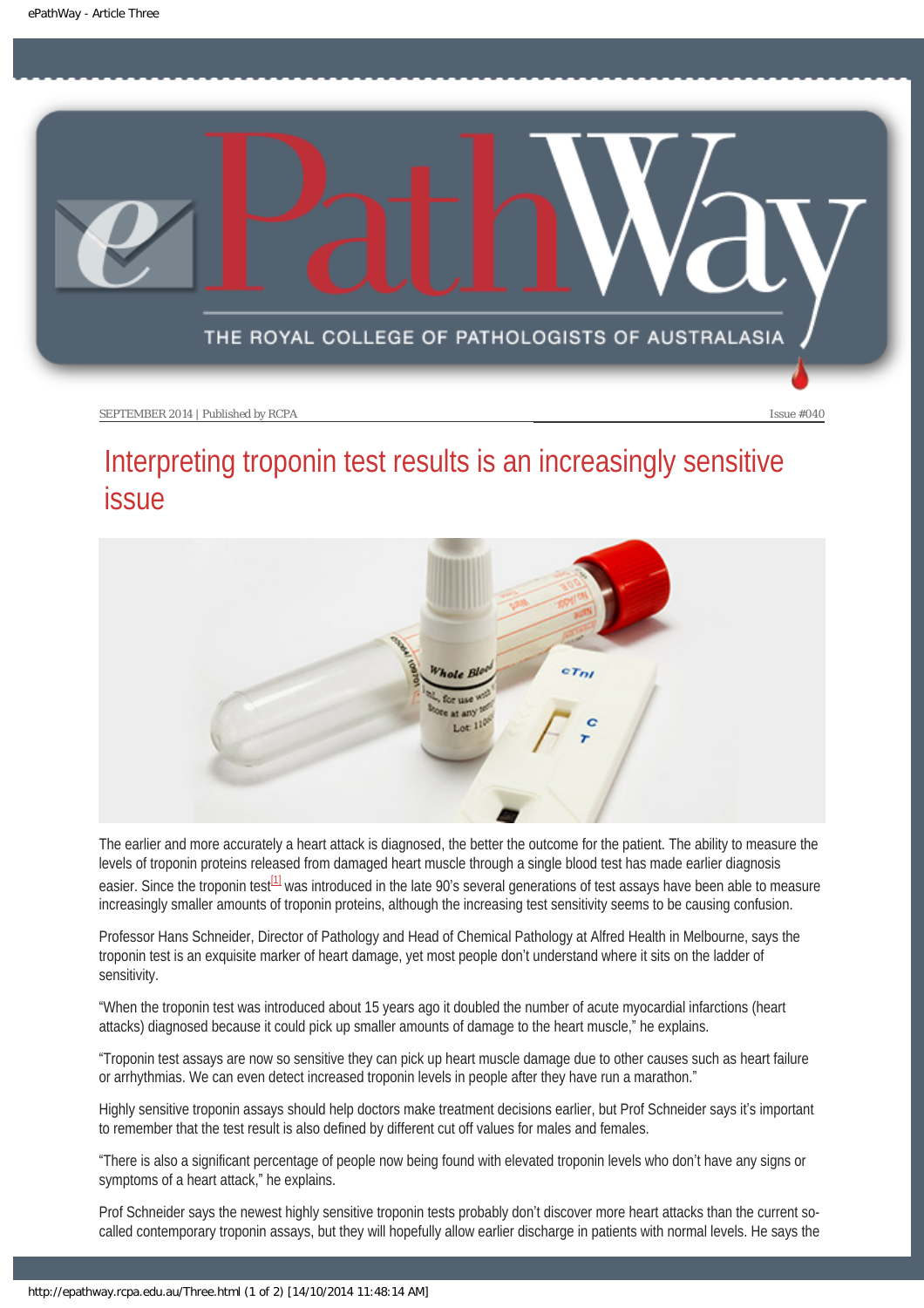SEPTEMBER 2014 | Published by RCPA

Issue #040

# Interpreting troponin test results is an increasingly sensitive issue

The earlier and more accurately a heart attack is diagnosed, the better the outcome for the patient. The ability to measure the levels of troponin proteins released from damaged heart muscle through a single blood test has made earlier diagnosis easier. Since the troponin test[1] was introduced in the late 90's several generations of test assays have been able to measure increasingly smaller amounts of troponin proteins, although the increasing test sensitivity seems to be causing confusion.

Professor Hans Schneider, Director of Pathology and Head of Chemical Pathology at Alfred Health in Melbourne, says the troponin test is an exquisite marker of heart damage, yet most people don't understand where it sits on the ladder of sensitivity.

"When the troponin test was introduced about 15 years ago it doubled the number of acute myocardial infarctions (heart attacks) diagnosed because it could pick up smaller amounts of damage to the heart muscle," he explains.

"Troponin test assays are now so sensitive they can pick up heart muscle damage due to other causes such as heart failure or arrhythmias. We can even detect increased troponin levels in people after they have run a marathon."

Highly sensitive troponin assays should help doctors make treatment decisions earlier, but Prof Schneider says it's important to remember that the test result is also defined by different cut off values for males and females.

"There is also a significant percentage of people now being found with elevated troponin levels who don't have any signs or symptoms of a heart attack," he explains.

Prof Schneider says the newest highly sensitive troponin tests probably don't discover more heart attacks than the current so-called contemporary troponin assays, but they will hopefully allow earlier discharge in patients with normal levels. He says the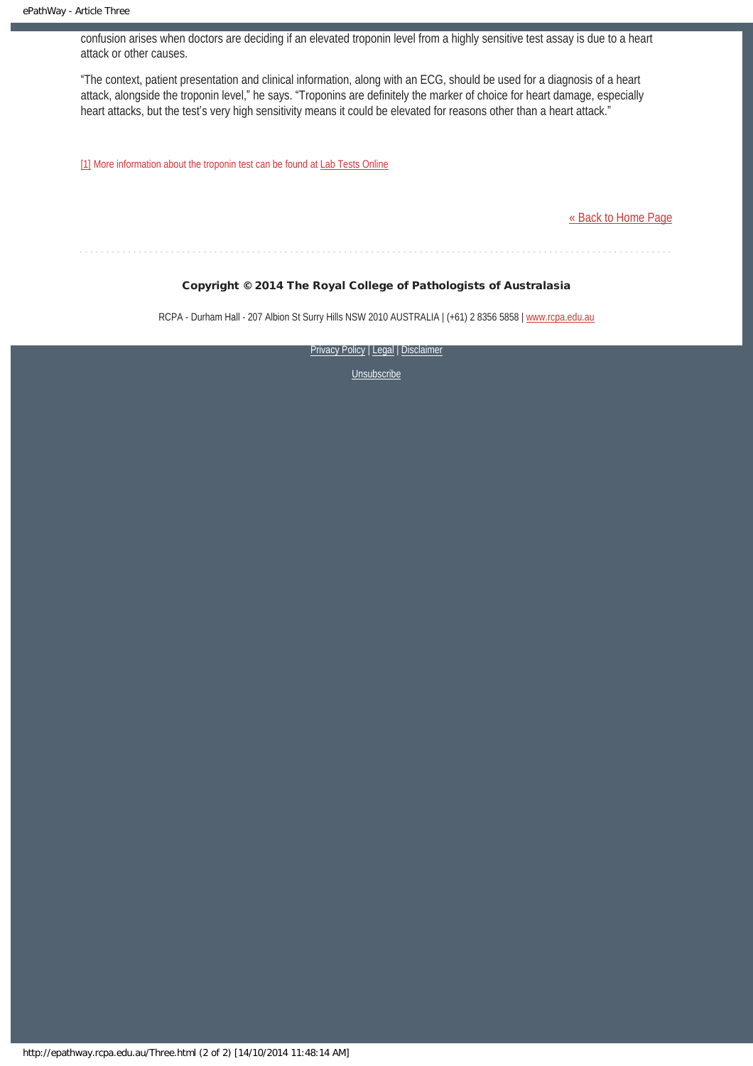confusion arises when doctors are deciding if an elevated troponin level from a highly sensitive test assay is due to a heart attack or other causes.

"The context, patient presentation and clinical information, along with an ECG, should be used for a diagnosis of a heart attack, alongside the troponin level," he says. "Troponins are definitely the marker of choice for heart damage, especially heart attacks, but the test's very high sensitivity means it could be elevated for reasons other than a heart attack."

[1] More information about the troponin test can be found at Lab Tests Online

« Back to Home Page

**Copyright © 2014 The Royal College of Pathologists of Australasia**

RCPA - Durham Hall - 207 Albion St Surry Hills NSW 2010 AUSTRALIA | (+61) 2 8356 5858 | www.rcpa.edu.au

Privacy Policy | Legal | Disclaimer

Unsubscribe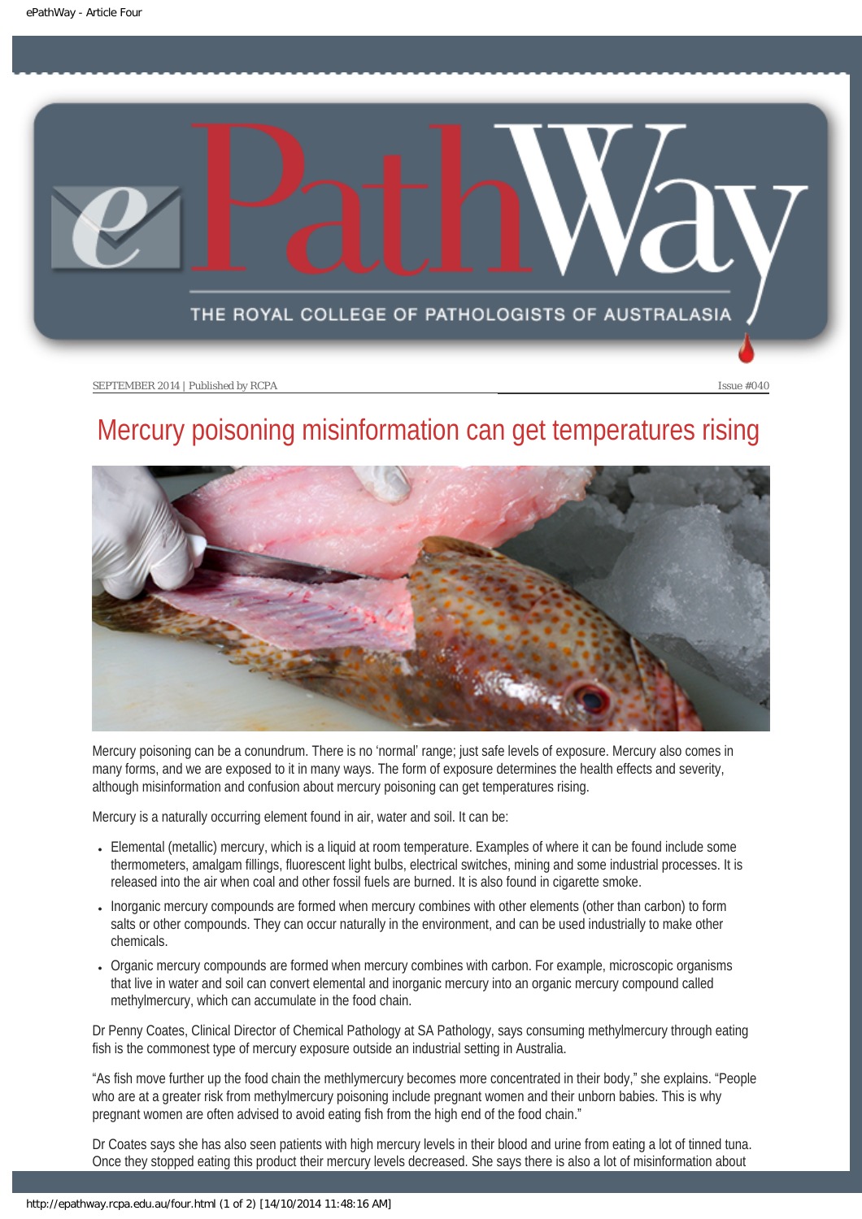SEPTEMBER 2014 | Published by RCPA

# Mercury poisoning misinformation can get temperatures rising

Mercury poisoning can be a conundrum. There is no 'normal' range; just safe levels of exposure. Mercury also comes in many forms, and we are exposed to it in many ways. The form of exposure determines the health effects and severity, although misinformation and confusion about mercury poisoning can get temperatures rising.

Mercury is a naturally occurring element found in air, water and soil. It can be:

- Elemental (metallic) mercury, which is a liquid at room temperature. Examples of where it can be found include some thermometers, amalgam fillings, fluorescent light bulbs, electrical switches, mining and some industrial processes. It is released into the air when coal and other fossil fuels are burned. It is also found in cigarette smoke.
- Inorganic mercury compounds are formed when mercury combines with other elements (other than carbon) to form salts or other compounds. They can occur naturally in the environment, and can be used industrially to make other chemicals.
- Organic mercury compounds are formed when mercury combines with carbon. For example, microscopic organisms that live in water and soil can convert elemental and inorganic mercury into an organic mercury compound called methylmercury, which can accumulate in the food chain.

Dr Penny Coates, Clinical Director of Chemical Pathology at SA Pathology, says consuming methylmercury through eating fish is the commonest type of mercury exposure outside an industrial setting in Australia.

"As fish move further up the food chain the methlymercury becomes more concentrated in their body," she explains. "People who are at a greater risk from methylmercury poisoning include pregnant women and their unborn babies. This is why pregnant women are often advised to avoid eating fish from the high end of the food chain."

Dr Coates says she has also seen patients with high mercury levels in their blood and urine from eating a lot of tinned tuna. Once they stopped eating this product their mercury levels decreased. She says there is also a lot of misinformation about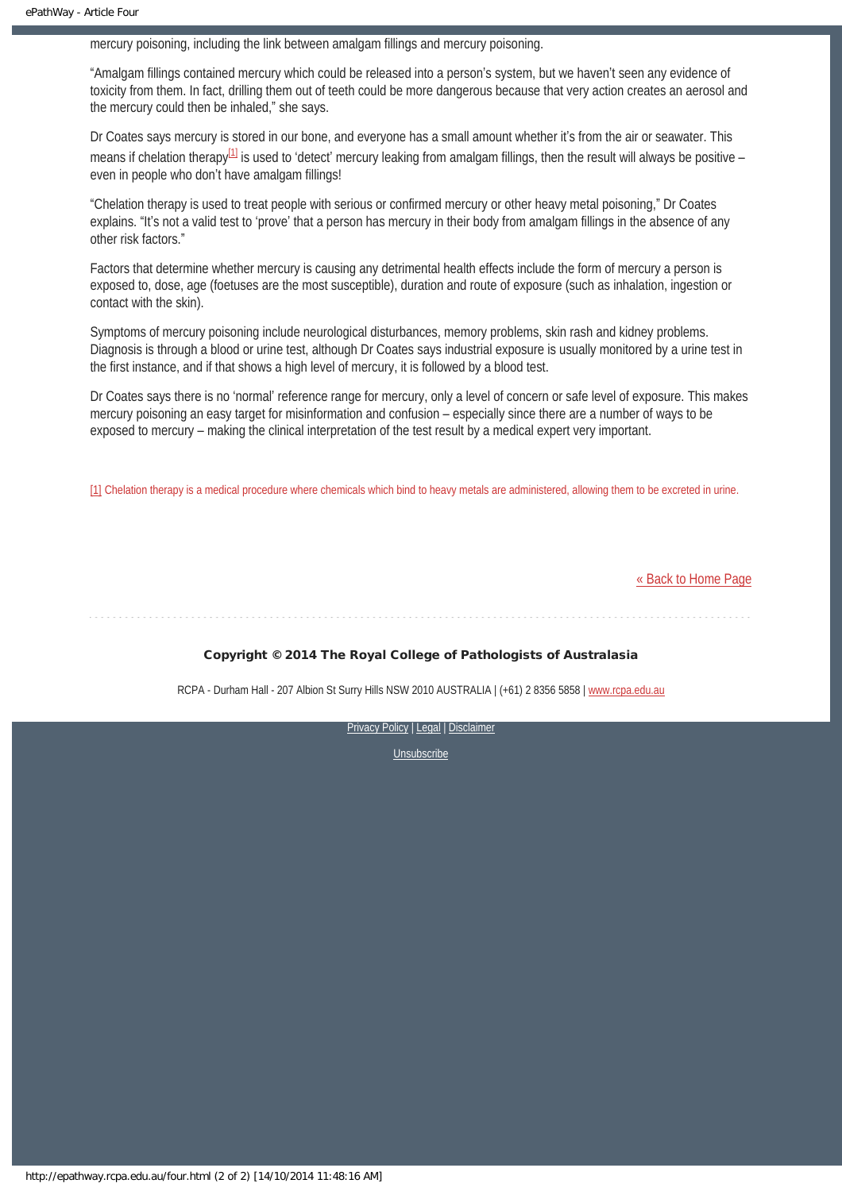mercury poisoning, including the link between amalgam fillings and mercury poisoning.

"Amalgam fillings contained mercury which could be released into a person's system, but we haven't seen any evidence of toxicity from them. In fact, drilling them out of teeth could be more dangerous because that very action creates an aerosol and the mercury could then be inhaled," she says.

Dr Coates says mercury is stored in our bone, and everyone has a small amount whether it's from the air or seawater. This means if chelation therapy[1] is used to 'detect' mercury leaking from amalgam fillings, then the result will always be positive – even in people who don't have amalgam fillings!

"Chelation therapy is used to treat people with serious or confirmed mercury or other heavy metal poisoning," Dr Coates explains. "It's not a valid test to 'prove' that a person has mercury in their body from amalgam fillings in the absence of any other risk factors."

Factors that determine whether mercury is causing any detrimental health effects include the form of mercury a person is exposed to, dose, age (foetuses are the most susceptible), duration and route of exposure (such as inhalation, ingestion or contact with the skin).

Symptoms of mercury poisoning include neurological disturbances, memory problems, skin rash and kidney problems. Diagnosis is through a blood or urine test, although Dr Coates says industrial exposure is usually monitored by a urine test in the first instance, and if that shows a high level of mercury, it is followed by a blood test.

Dr Coates says there is no 'normal' reference range for mercury, only a level of concern or safe level of exposure. This makes mercury poisoning an easy target for misinformation and confusion – especially since there are a number of ways to be exposed to mercury – making the clinical interpretation of the test result by a medical expert very important.

[1] Chelation therapy is a medical procedure where chemicals which bind to heavy metals are administered, allowing them to be excreted in urine.

« Back to Home Page

**Copyright © 2014 The Royal College of Pathologists of Australasia**

RCPA - Durham Hall - 207 Albion St Surry Hills NSW 2010 AUSTRALIA | (+61) 2 8356 5858 | www.rcpa.edu.au

Privacy Policy | Legal | Disclaimer

Unsubscribe